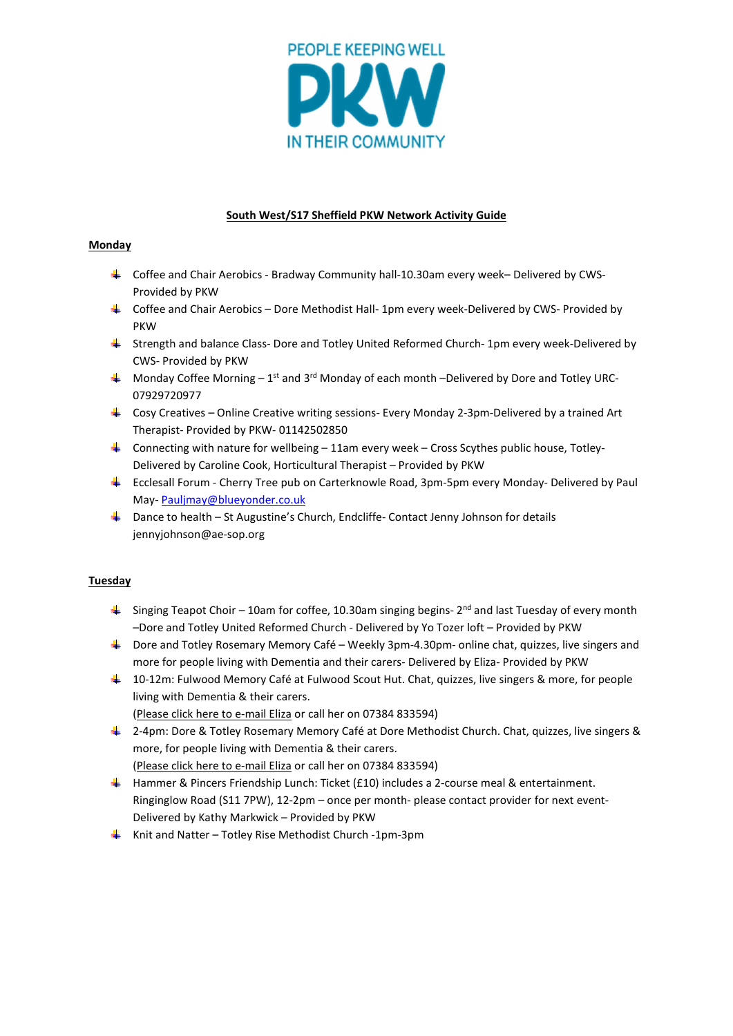PEOPLE KEEPING WELL

PKW

IN THEIR COMMUNITY

# South West/S17 Sheffield PKW Network Activity Guide

## Monday

- Coffee and Chair Aerobics - Bradway Community hall-10.30am every week– Delivered by CWS-Provided by PKW
- Coffee and Chair Aerobics – Dore Methodist Hall- 1pm every week-Delivered by CWS- Provided by PKW
- Strength and balance Class- Dore and Totley United Reformed Church- 1pm every week-Delivered by CWS- Provided by PKW
- Monday Coffee Morning – 1st and 3rd Monday of each month –Delivered by Dore and Totley URC-07929720977
- Cosy Creatives – Online Creative writing sessions- Every Monday 2-3pm-Delivered by a trained Art Therapist- Provided by PKW- 01142502850
- Connecting with nature for wellbeing – 11am every week – Cross Scythes public house, Totley-Delivered by Caroline Cook, Horticultural Therapist – Provided by PKW
- Ecclesall Forum - Cherry Tree pub on Carterknowle Road, 3pm-5pm every Monday- Delivered by Paul May- Pauljmay@blueyonder.co.uk
- Dance to health – St Augustine's Church, Endcliffe- Contact Jenny Johnson for details jennyjohnson@ae-sop.org

## Tuesday

- Singing Teapot Choir – 10am for coffee, 10.30am singing begins- 2nd and last Tuesday of every month –Dore and Totley United Reformed Church - Delivered by Yo Tozer loft – Provided by PKW
- Dore and Totley Rosemary Memory Café – Weekly 3pm-4.30pm- online chat, quizzes, live singers and more for people living with Dementia and their carers- Delivered by Eliza- Provided by PKW
- 10-12m: Fulwood Memory Café at Fulwood Scout Hut. Chat, quizzes, live singers & more, for people living with Dementia & their carers.
  (Please click here to e-mail Eliza or call her on 07384 833594)
- 2-4pm: Dore & Totley Rosemary Memory Café at Dore Methodist Church. Chat, quizzes, live singers & more, for people living with Dementia & their carers.
  (Please click here to e-mail Eliza or call her on 07384 833594)
- Hammer & Pincers Friendship Lunch: Ticket (£10) includes a 2-course meal & entertainment. Ringinglow Road (S11 7PW), 12-2pm – once per month- please contact provider for next event-Delivered by Kathy Markwick – Provided by PKW
- Knit and Natter – Totley Rise Methodist Church -1pm-3pm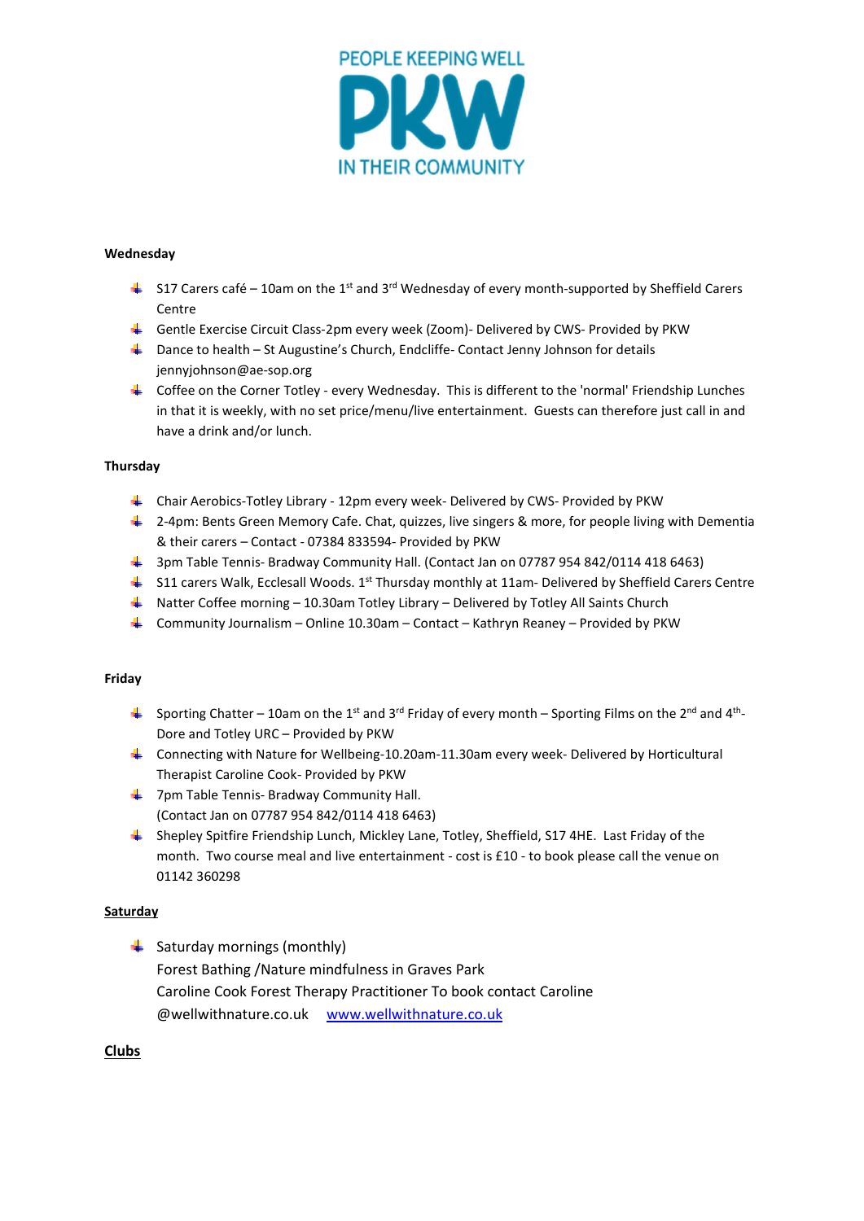PEOPLE KEEPING WELL

PKW

IN THEIR COMMUNITY

**Wednesday**

- S17 Carers café – 10am on the 1st and 3rd Wednesday of every month-supported by Sheffield Carers Centre
- Gentle Exercise Circuit Class-2pm every week (Zoom)- Delivered by CWS- Provided by PKW
- Dance to health – St Augustine's Church, Endcliffe- Contact Jenny Johnson for details jennyjohnson@ae-sop.org
- Coffee on the Corner Totley - every Wednesday. This is different to the 'normal' Friendship Lunches in that it is weekly, with no set price/menu/live entertainment. Guests can therefore just call in and have a drink and/or lunch.

**Thursday**

- Chair Aerobics-Totley Library - 12pm every week- Delivered by CWS- Provided by PKW
- 2-4pm: Bents Green Memory Cafe. Chat, quizzes, live singers & more, for people living with Dementia & their carers – Contact - 07384 833594- Provided by PKW
- 3pm Table Tennis- Bradway Community Hall. (Contact Jan on 07787 954 842/0114 418 6463)
- S11 carers Walk, Ecclesall Woods. 1st Thursday monthly at 11am- Delivered by Sheffield Carers Centre
- Natter Coffee morning – 10.30am Totley Library – Delivered by Totley All Saints Church
- Community Journalism – Online 10.30am – Contact – Kathryn Reaney – Provided by PKW

**Friday**

- Sporting Chatter – 10am on the 1st and 3rd Friday of every month – Sporting Films on the 2nd and 4th- Dore and Totley URC – Provided by PKW
- Connecting with Nature for Wellbeing-10.20am-11.30am every week- Delivered by Horticultural Therapist Caroline Cook- Provided by PKW
- 7pm Table Tennis- Bradway Community Hall.
  (Contact Jan on 07787 954 842/0114 418 6463)
- Shepley Spitfire Friendship Lunch, Mickley Lane, Totley, Sheffield, S17 4HE. Last Friday of the month. Two course meal and live entertainment - cost is £10 - to book please call the venue on 01142 360298

**Saturday**

- Saturday mornings (monthly)
  Forest Bathing /Nature mindfulness in Graves Park
  Caroline Cook Forest Therapy Practitioner To book contact Caroline @wellwithnature.co.uk www.wellwithnature.co.uk

**Clubs**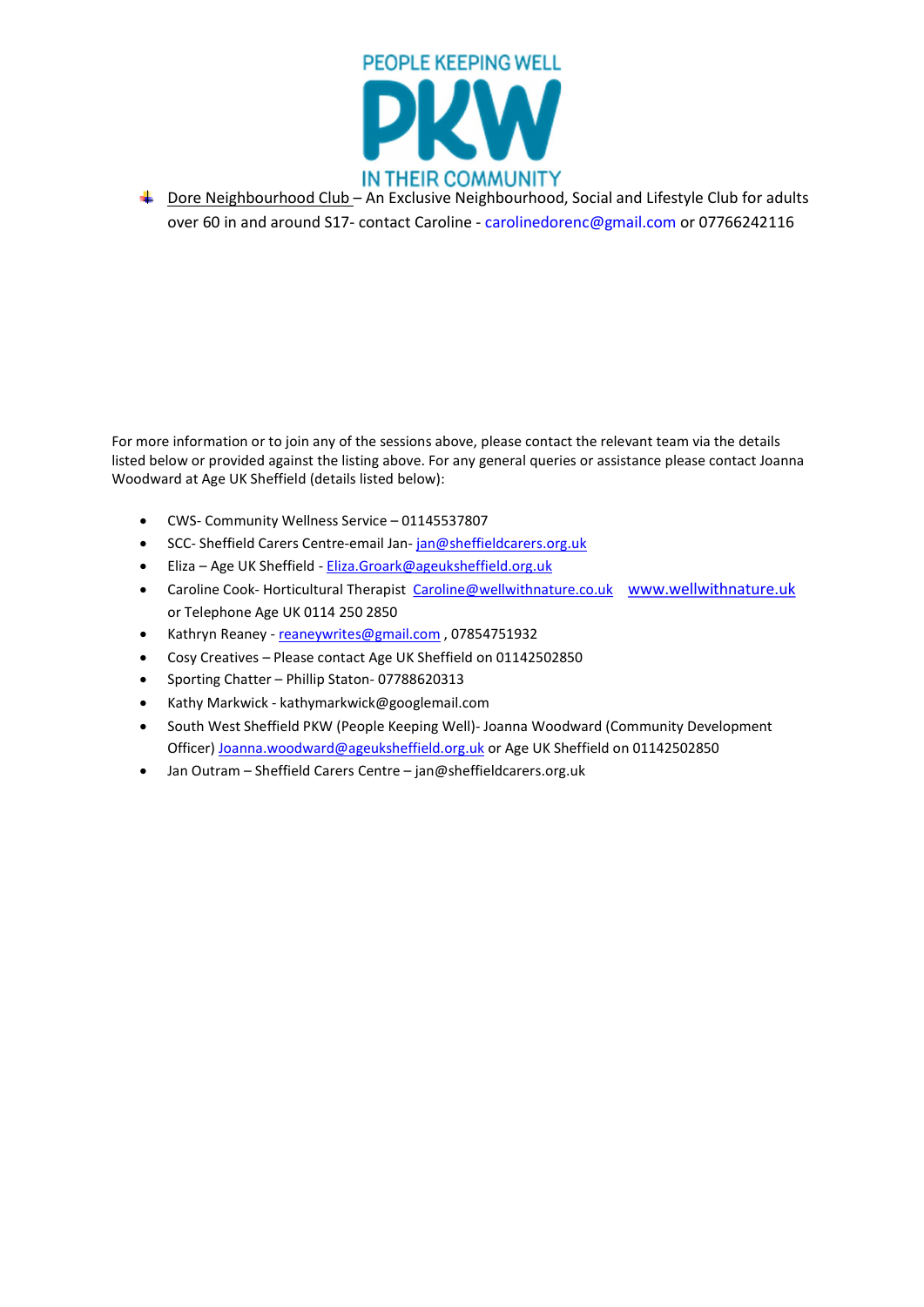PEOPLE KEEPING WELL

PKW

IN THEIR COMMUNITY

- Dore Neighbourhood Club – An Exclusive Neighbourhood, Social and Lifestyle Club for adults over 60 in and around S17- contact Caroline - carolinedorenc@gmail.com or 07766242116

For more information or to join any of the sessions above, please contact the relevant team via the details listed below or provided against the listing above. For any general queries or assistance please contact Joanna Woodward at Age UK Sheffield (details listed below):

- CWS- Community Wellness Service – 01145537807
- SCC- Sheffield Carers Centre-email Jan- jan@sheffieldcarers.org.uk
- Eliza – Age UK Sheffield - Eliza.Groark@ageuksheffield.org.uk
- Caroline Cook- Horticultural Therapist Caroline@wellwithnature.co.uk www.wellwithnature.uk or Telephone Age UK 0114 250 2850
- Kathryn Reaney - reaneywrites@gmail.com , 07854751932
- Cosy Creatives – Please contact Age UK Sheffield on 01142502850
- Sporting Chatter – Phillip Staton- 07788620313
- Kathy Markwick - kathymarkwick@googlemail.com
- South West Sheffield PKW (People Keeping Well)- Joanna Woodward (Community Development Officer) Joanna.woodward@ageuksheffield.org.uk or Age UK Sheffield on 01142502850
- Jan Outram – Sheffield Carers Centre – jan@sheffieldcarers.org.uk